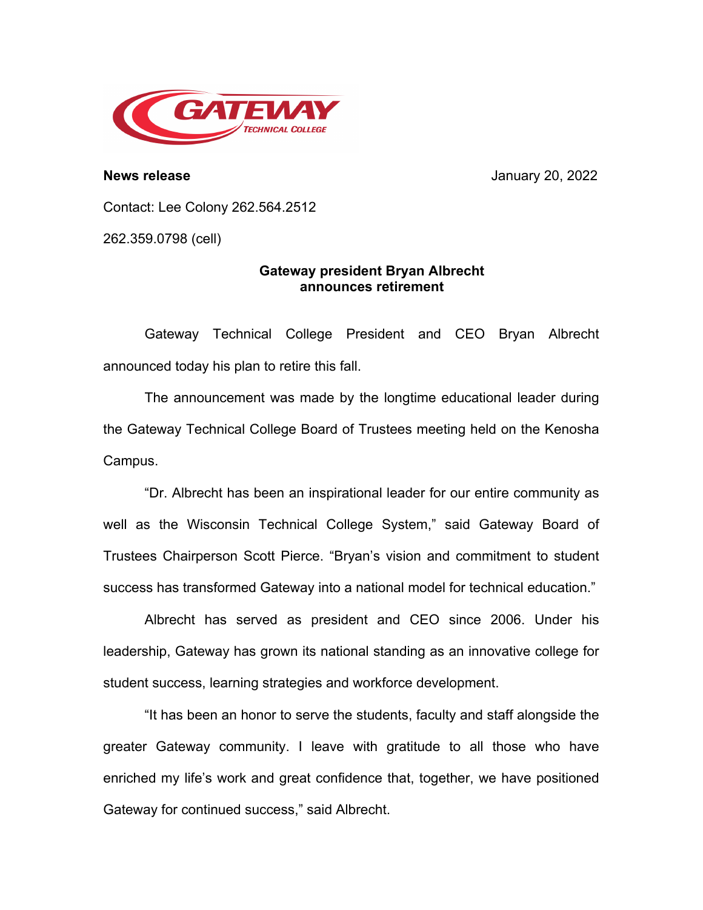**News release** January 20, 2022

Contact: Lee Colony 262.564.2512

262.359.0798 (cell)

## Gateway president Bryan Albrecht announces retirement

Gateway Technical College President and CEO Bryan Albrecht announced today his plan to retire this fall.

The announcement was made by the longtime educational leader during the Gateway Technical College Board of Trustees meeting held on the Kenosha Campus.

"Dr. Albrecht has been an inspirational leader for our entire community as well as the Wisconsin Technical College System," said Gateway Board of Trustees Chairperson Scott Pierce. "Bryan's vision and commitment to student success has transformed Gateway into a national model for technical education."

Albrecht has served as president and CEO since 2006. Under his leadership, Gateway has grown its national standing as an innovative college for student success, learning strategies and workforce development.

"It has been an honor to serve the students, faculty and staff alongside the greater Gateway community. I leave with gratitude to all those who have enriched my life's work and great confidence that, together, we have positioned Gateway for continued success," said Albrecht.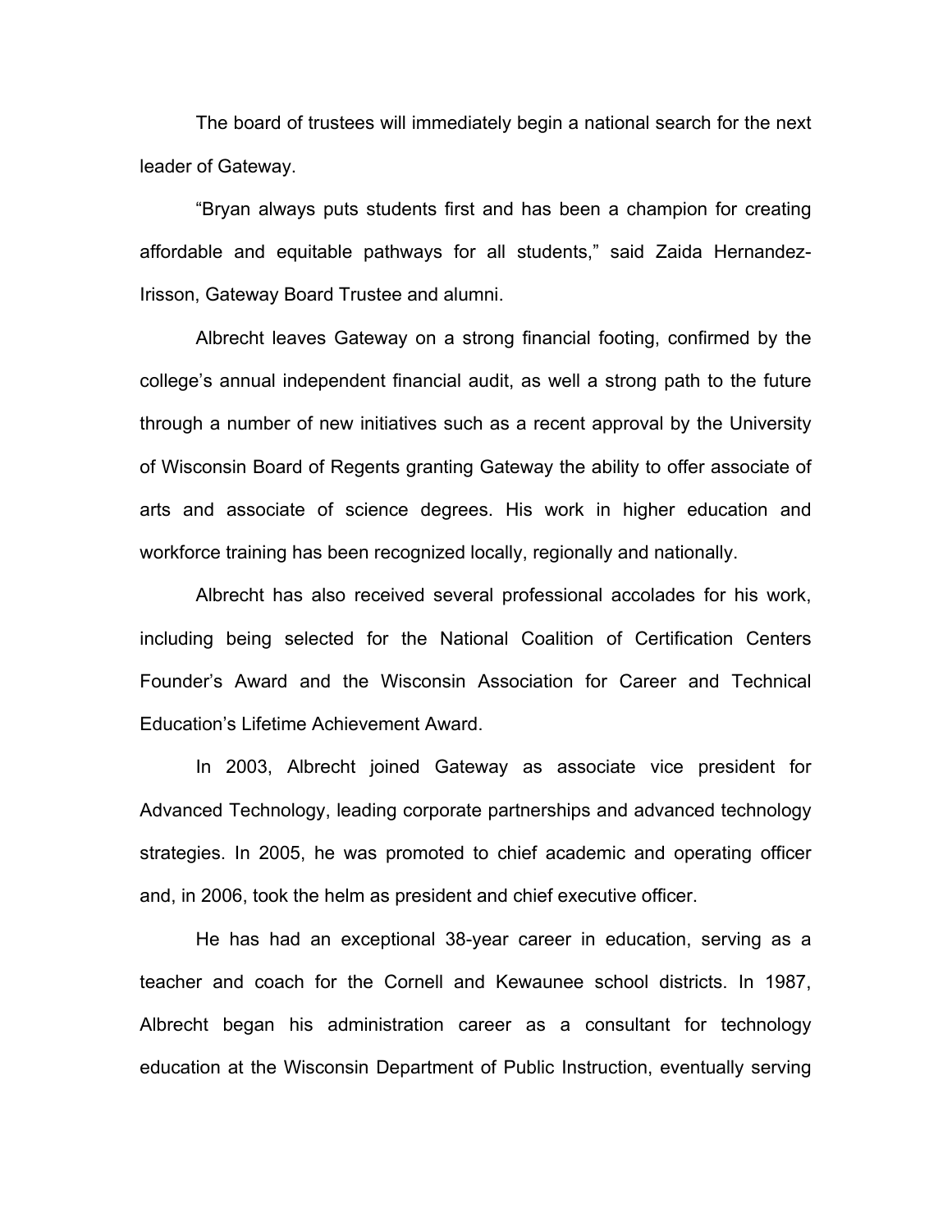The board of trustees will immediately begin a national search for the next leader of Gateway.

"Bryan always puts students first and has been a champion for creating affordable and equitable pathways for all students," said Zaida Hernandez-Irisson, Gateway Board Trustee and alumni.

Albrecht leaves Gateway on a strong financial footing, confirmed by the college's annual independent financial audit, as well a strong path to the future through a number of new initiatives such as a recent approval by the University of Wisconsin Board of Regents granting Gateway the ability to offer associate of arts and associate of science degrees. His work in higher education and workforce training has been recognized locally, regionally and nationally.

Albrecht has also received several professional accolades for his work, including being selected for the National Coalition of Certification Centers Founder's Award and the Wisconsin Association for Career and Technical Education's Lifetime Achievement Award.

In 2003, Albrecht joined Gateway as associate vice president for Advanced Technology, leading corporate partnerships and advanced technology strategies. In 2005, he was promoted to chief academic and operating officer and, in 2006, took the helm as president and chief executive officer.

He has had an exceptional 38-year career in education, serving as a teacher and coach for the Cornell and Kewaunee school districts. In 1987, Albrecht began his administration career as a consultant for technology education at the Wisconsin Department of Public Instruction, eventually serving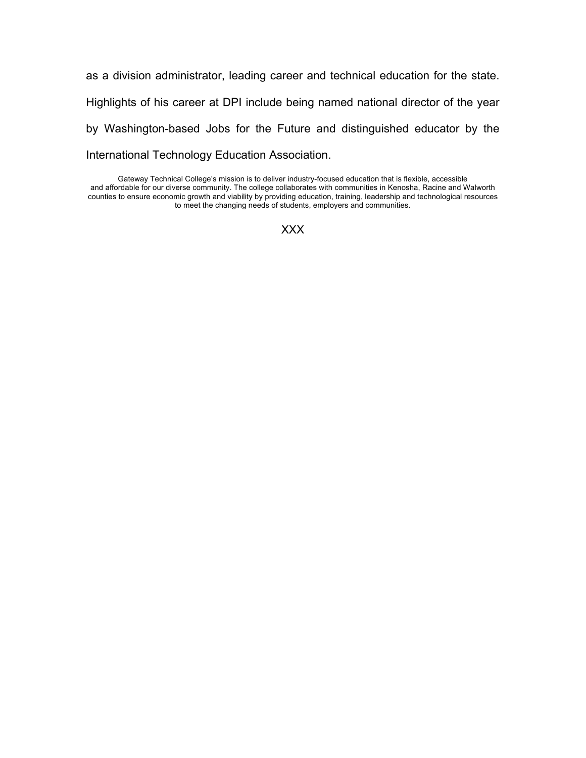as a division administrator, leading career and technical education for the state. Highlights of his career at DPI include being named national director of the year by Washington-based Jobs for the Future and distinguished educator by the International Technology Education Association.

Gateway Technical College's mission is to deliver industry-focused education that is flexible, accessible and affordable for our diverse community. The college collaborates with communities in Kenosha, Racine and Walworth counties to ensure economic growth and viability by providing education, training, leadership and technological resources to meet the changing needs of students, employers and communities.

XXX